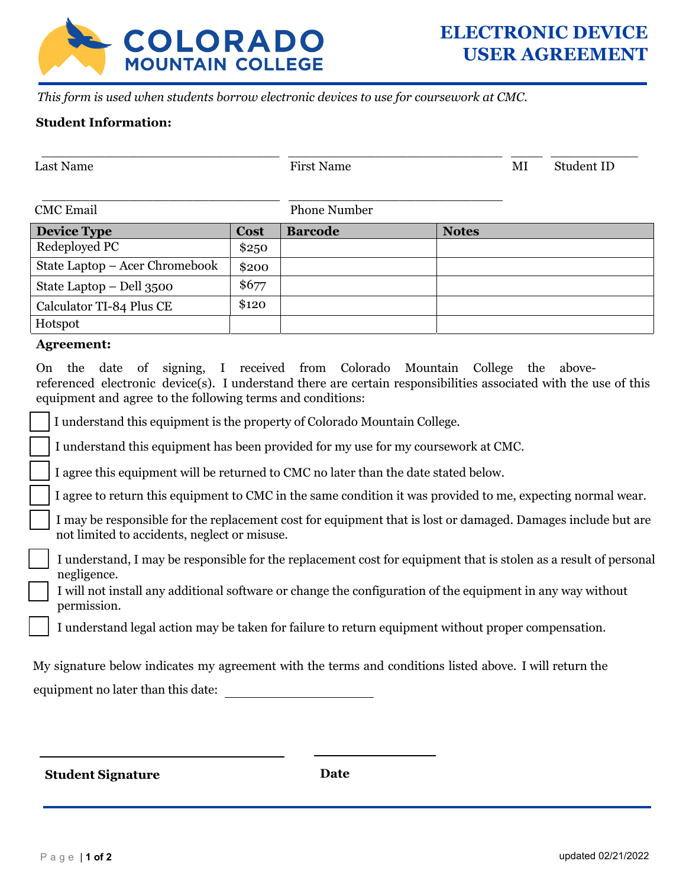# COLORADO MOUNTAIN COLLEGE

# ELECTRONIC DEVICE USER AGREEMENT

*This form is used when students borrow electronic devices to use for coursework at CMC.*

**Student Information:**

| Last Name | First Name | MI | Student ID |
|---|---|---|---|
| | | | |

| CMC Email | Phone Number |
|---|---|
| | |

| Device Type | Cost | Barcode | Notes |
|---|---|---|---|
| Redeployed PC | $250 | | |
| State Laptop – Acer Chromebook | $200 | | |
| State Laptop – Dell 3500 | $677 | | |
| Calculator TI-84 Plus CE | $120 | | |
| Hotspot | | | |

**Agreement:**

On the date of signing, I received from Colorado Mountain College the above-referenced electronic device(s). I understand there are certain responsibilities associated with the use of this equipment and agree to the following terms and conditions:

- ☐ I understand this equipment is the property of Colorado Mountain College.
- ☐ I understand this equipment has been provided for my use for my coursework at CMC.
- ☐ I agree this equipment will be returned to CMC no later than the date stated below.
- ☐ I agree to return this equipment to CMC in the same condition it was provided to me, expecting normal wear.
- ☐ I may be responsible for the replacement cost for equipment that is lost or damaged. Damages include but are not limited to accidents, neglect or misuse.
- ☐ I understand, I may be responsible for the replacement cost for equipment that is stolen as a result of personal negligence.
- ☐ I will not install any additional software or change the configuration of the equipment in any way without permission.
- ☐ I understand legal action may be taken for failure to return equipment without proper compensation.

My signature below indicates my agreement with the terms and conditions listed above. I will return the equipment no later than this date: ____________________

______________________________ ____________________

**Student Signature** **Date**

updated 02/21/2022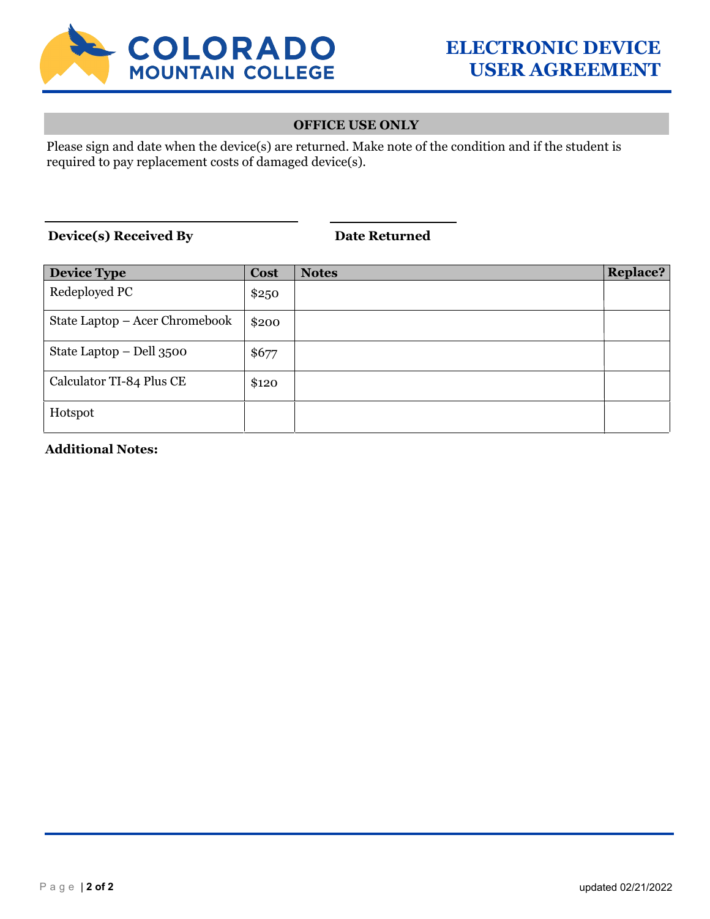# ELECTRONIC DEVICE USER AGREEMENT

## OFFICE USE ONLY

Please sign and date when the device(s) are returned. Make note of the condition and if the student is required to pay replacement costs of damaged device(s).

**Device(s) Received By** \_\_\_\_\_\_\_\_\_\_\_\_\_\_\_\_\_\_\_\_\_\_\_\_ **Date Returned** \_\_\_\_\_\_\_\_\_\_\_\_

| Device Type | Cost | Notes | Replace? |
|---|---|---|---|
| Redeployed PC | $250 | | |
| State Laptop – Acer Chromebook | $200 | | |
| State Laptop – Dell 3500 | $677 | | |
| Calculator TI-84 Plus CE | $120 | | |
| Hotspot | | | |

**Additional Notes:**

updated 02/21/2022